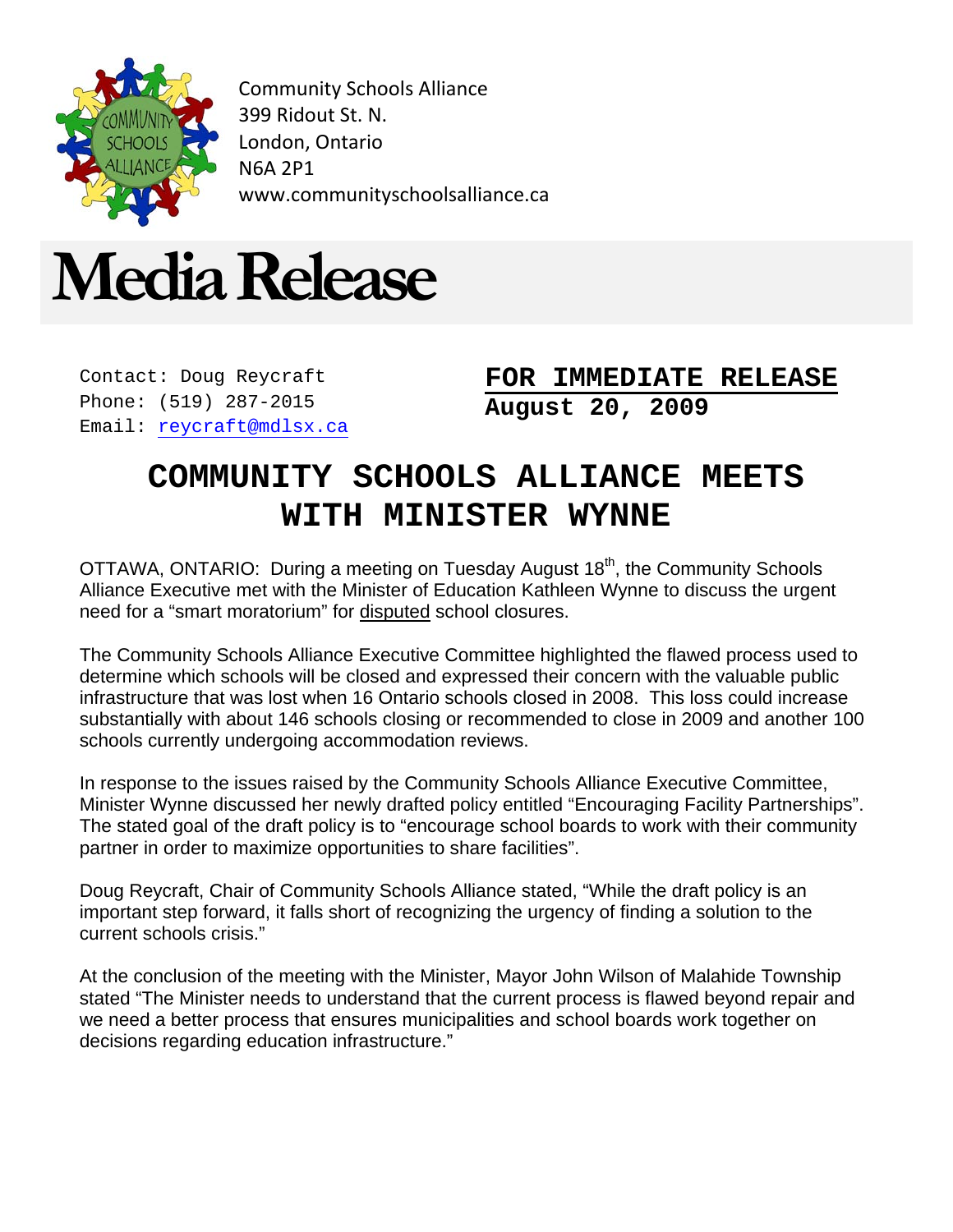Community Schools Alliance
399 Ridout St. N.
London, Ontario
N6A 2P1
www.communityschoolsalliance.ca

# Media Release

Contact: Doug Reycraft
Phone: (519) 287-2015
Email: reycraft@mdlsx.ca

**FOR IMMEDIATE RELEASE**
**August 20, 2009**

## COMMUNITY SCHOOLS ALLIANCE MEETS WITH MINISTER WYNNE

OTTAWA, ONTARIO: During a meeting on Tuesday August 18th, the Community Schools Alliance Executive met with the Minister of Education Kathleen Wynne to discuss the urgent need for a "smart moratorium" for disputed school closures.

The Community Schools Alliance Executive Committee highlighted the flawed process used to determine which schools will be closed and expressed their concern with the valuable public infrastructure that was lost when 16 Ontario schools closed in 2008. This loss could increase substantially with about 146 schools closing or recommended to close in 2009 and another 100 schools currently undergoing accommodation reviews.

In response to the issues raised by the Community Schools Alliance Executive Committee, Minister Wynne discussed her newly drafted policy entitled "Encouraging Facility Partnerships". The stated goal of the draft policy is to "encourage school boards to work with their community partner in order to maximize opportunities to share facilities".

Doug Reycraft, Chair of Community Schools Alliance stated, "While the draft policy is an important step forward, it falls short of recognizing the urgency of finding a solution to the current schools crisis."

At the conclusion of the meeting with the Minister, Mayor John Wilson of Malahide Township stated "The Minister needs to understand that the current process is flawed beyond repair and we need a better process that ensures municipalities and school boards work together on decisions regarding education infrastructure."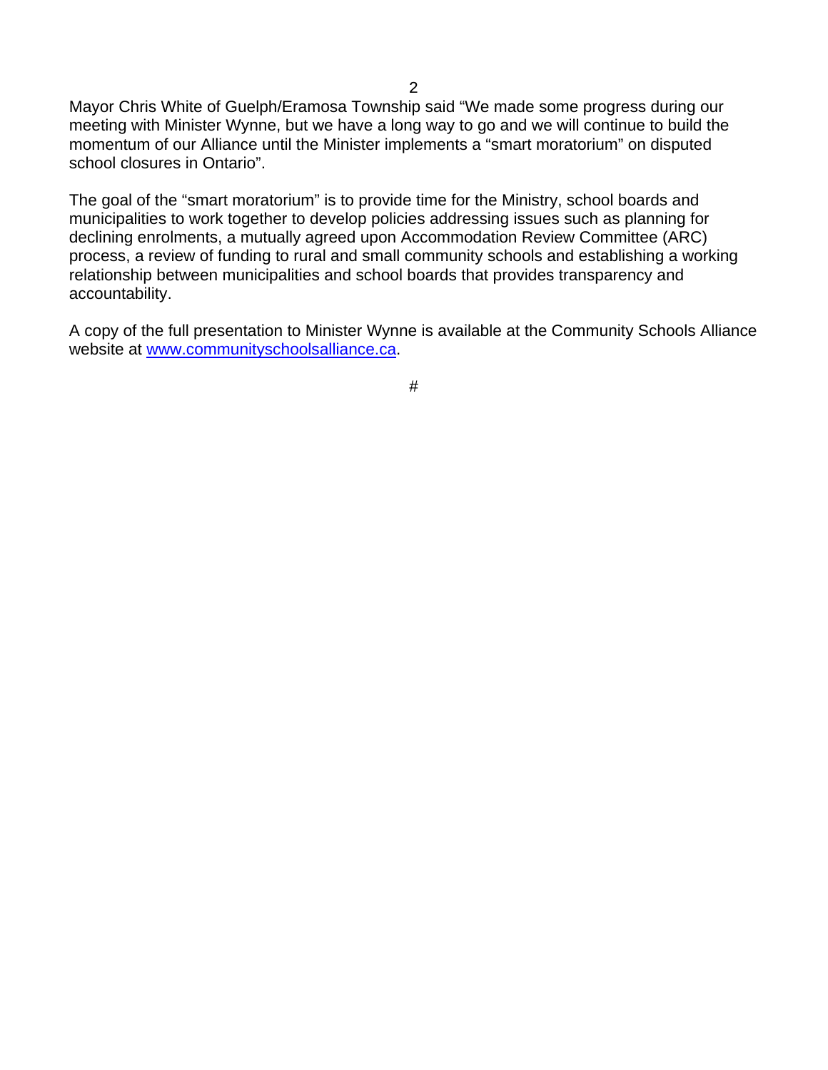Mayor Chris White of Guelph/Eramosa Township said "We made some progress during our meeting with Minister Wynne, but we have a long way to go and we will continue to build the momentum of our Alliance until the Minister implements a "smart moratorium" on disputed school closures in Ontario".

The goal of the "smart moratorium" is to provide time for the Ministry, school boards and municipalities to work together to develop policies addressing issues such as planning for declining enrolments, a mutually agreed upon Accommodation Review Committee (ARC) process, a review of funding to rural and small community schools and establishing a working relationship between municipalities and school boards that provides transparency and accountability.

A copy of the full presentation to Minister Wynne is available at the Community Schools Alliance website at [www.communityschoolsalliance.ca](http://www.communityschoolsalliance.ca).

#